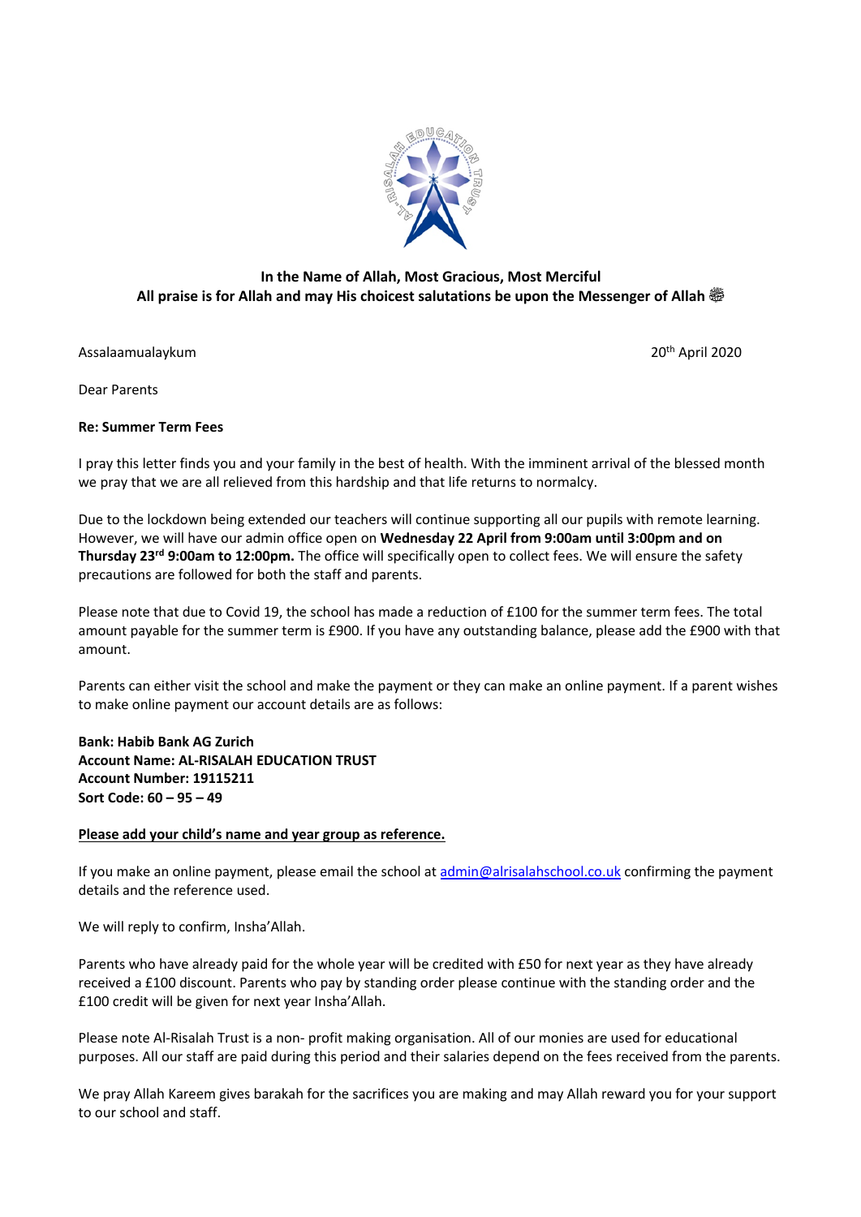**In the Name of Allah, Most Gracious, Most Merciful**
**All praise is for Allah and may His choicest salutations be upon the Messenger of Allah ﷺ**

Assalaamualaykum

20th April 2020

Dear Parents

**Re: Summer Term Fees**

I pray this letter finds you and your family in the best of health. With the imminent arrival of the blessed month we pray that we are all relieved from this hardship and that life returns to normalcy.

Due to the lockdown being extended our teachers will continue supporting all our pupils with remote learning. However, we will have our admin office open on **Wednesday 22 April from 9:00am until 3:00pm and on Thursday 23rd 9:00am to 12:00pm.** The office will specifically open to collect fees. We will ensure the safety precautions are followed for both the staff and parents.

Please note that due to Covid 19, the school has made a reduction of £100 for the summer term fees. The total amount payable for the summer term is £900. If you have any outstanding balance, please add the £900 with that amount.

Parents can either visit the school and make the payment or they can make an online payment. If a parent wishes to make online payment our account details are as follows:

**Bank: Habib Bank AG Zurich**
**Account Name: AL-RISALAH EDUCATION TRUST**
**Account Number: 19115211**
**Sort Code: 60 – 95 – 49**

**Please add your child's name and year group as reference.**

If you make an online payment, please email the school at admin@alrisalahschool.co.uk confirming the payment details and the reference used.

We will reply to confirm, Insha'Allah.

Parents who have already paid for the whole year will be credited with £50 for next year as they have already received a £100 discount. Parents who pay by standing order please continue with the standing order and the £100 credit will be given for next year Insha'Allah.

Please note Al-Risalah Trust is a non- profit making organisation. All of our monies are used for educational purposes. All our staff are paid during this period and their salaries depend on the fees received from the parents.

We pray Allah Kareem gives barakah for the sacrifices you are making and may Allah reward you for your support to our school and staff.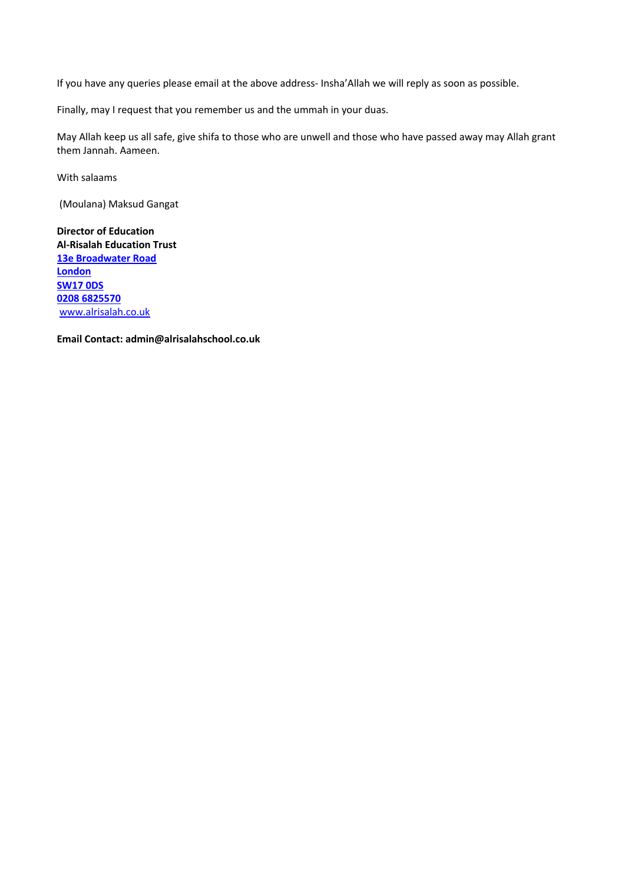If you have any queries please email at the above address- Insha'Allah we will reply as soon as possible.

Finally, may I request that you remember us and the ummah in your duas.

May Allah keep us all safe, give shifa to those who are unwell and those who have passed away may Allah grant them Jannah. Aameen.

With salaams

(Moulana) Maksud Gangat

**Director of Education**
**Al-Risalah Education Trust**
**13e Broadwater Road**
**London**
**SW17 0DS**
**0208 6825570**
www.alrisalah.co.uk

**Email Contact: admin@alrisalahschool.co.uk**